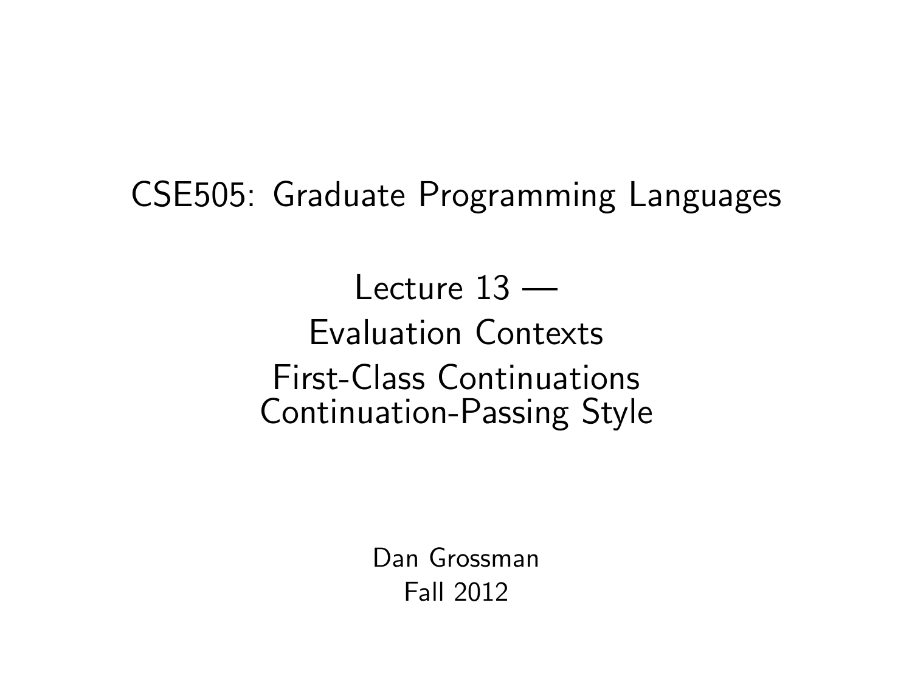# CSE505: Graduate Programming Languages

## Lecture 13 — Evaluation Contexts First-Class Continuations Continuation-Passing Style

Dan Grossman
Fall 2012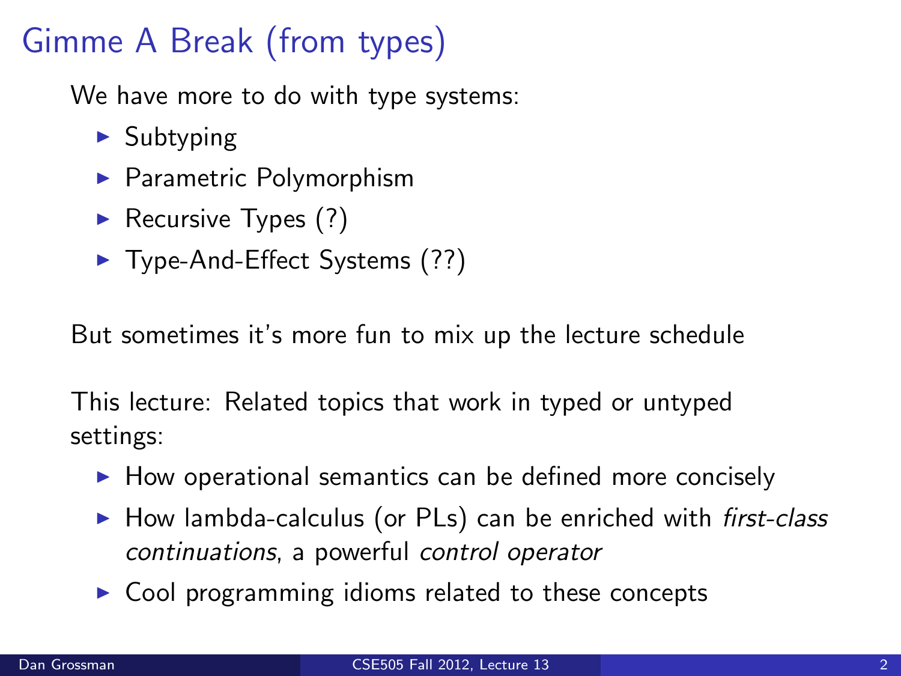# Gimme A Break (from types)

We have more to do with type systems:

- Subtyping
- Parametric Polymorphism
- Recursive Types (?)
- Type-And-Effect Systems (??)

But sometimes it's more fun to mix up the lecture schedule

This lecture: Related topics that work in typed or untyped settings:

- How operational semantics can be defined more concisely
- How lambda-calculus (or PLs) can be enriched with *first-class continuations*, a powerful *control operator*
- Cool programming idioms related to these concepts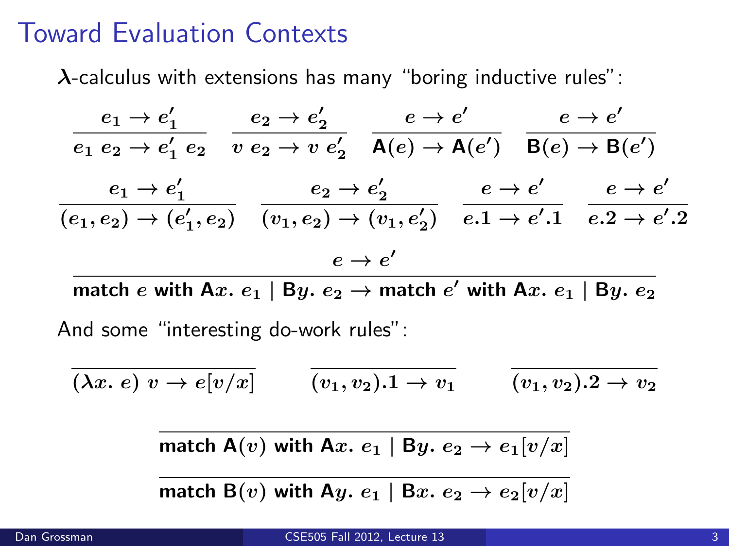# Toward Evaluation Contexts

$\lambda$-calculus with extensions has many "boring inductive rules":

$$\frac{e_1 \to e_1'}{e_1\ e_2 \to e_1'\ e_2} \qquad \frac{e_2 \to e_2'}{v\ e_2 \to v\ e_2'} \qquad \frac{e \to e'}{\mathsf{A}(e) \to \mathsf{A}(e')} \qquad \frac{e \to e'}{\mathsf{B}(e) \to \mathsf{B}(e')}$$

$$\frac{e_1 \to e_1'}{(e_1, e_2) \to (e_1', e_2)} \qquad \frac{e_2 \to e_2'}{(v_1, e_2) \to (v_1, e_2')} \qquad \frac{e \to e'}{e.1 \to e'.1} \qquad \frac{e \to e'}{e.2 \to e'.2}$$

$$\frac{e \to e'}{\textbf{match } e \textbf{ with A}x.\ e_1 \mid \textbf{B}y.\ e_2 \to \textbf{match } e' \textbf{ with A}x.\ e_1 \mid \textbf{B}y.\ e_2}$$

And some "interesting do-work rules":

$$\frac{}{(\lambda x.\ e)\ v \to e[v/x]} \qquad \frac{}{(v_1, v_2).1 \to v_1} \qquad \frac{}{(v_1, v_2).2 \to v_2}$$

$$\frac{}{\textbf{match A}(v) \textbf{ with A}x.\ e_1 \mid \textbf{B}y.\ e_2 \to e_1[v/x]}$$

$$\frac{}{\textbf{match B}(v) \textbf{ with A}y.\ e_1 \mid \textbf{B}x.\ e_2 \to e_2[v/x]}$$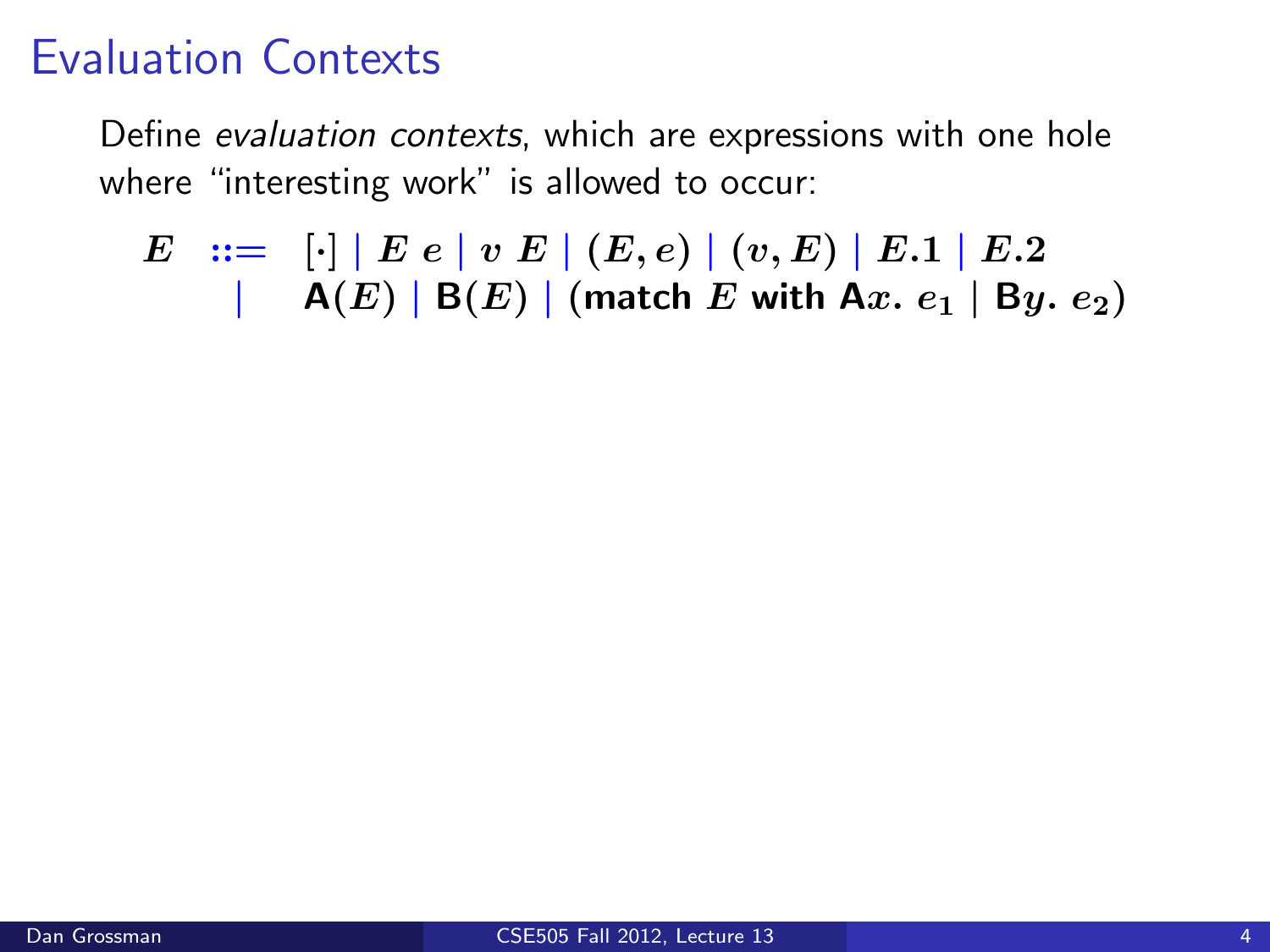# Evaluation Contexts

Define *evaluation contexts*, which are expressions with one hole where "interesting work" is allowed to occur:

$$
\begin{array}{rcl}
E & ::= & [\cdot] \mid E\ e \mid v\ E \mid (E, e) \mid (v, E) \mid E.1 \mid E.2 \\
& \mid & \mathsf{A}(E) \mid \mathsf{B}(E) \mid (\textbf{match}\ E\ \textbf{with}\ \mathsf{A}x.\ e_1 \mid \mathsf{B}y.\ e_2)
\end{array}
$$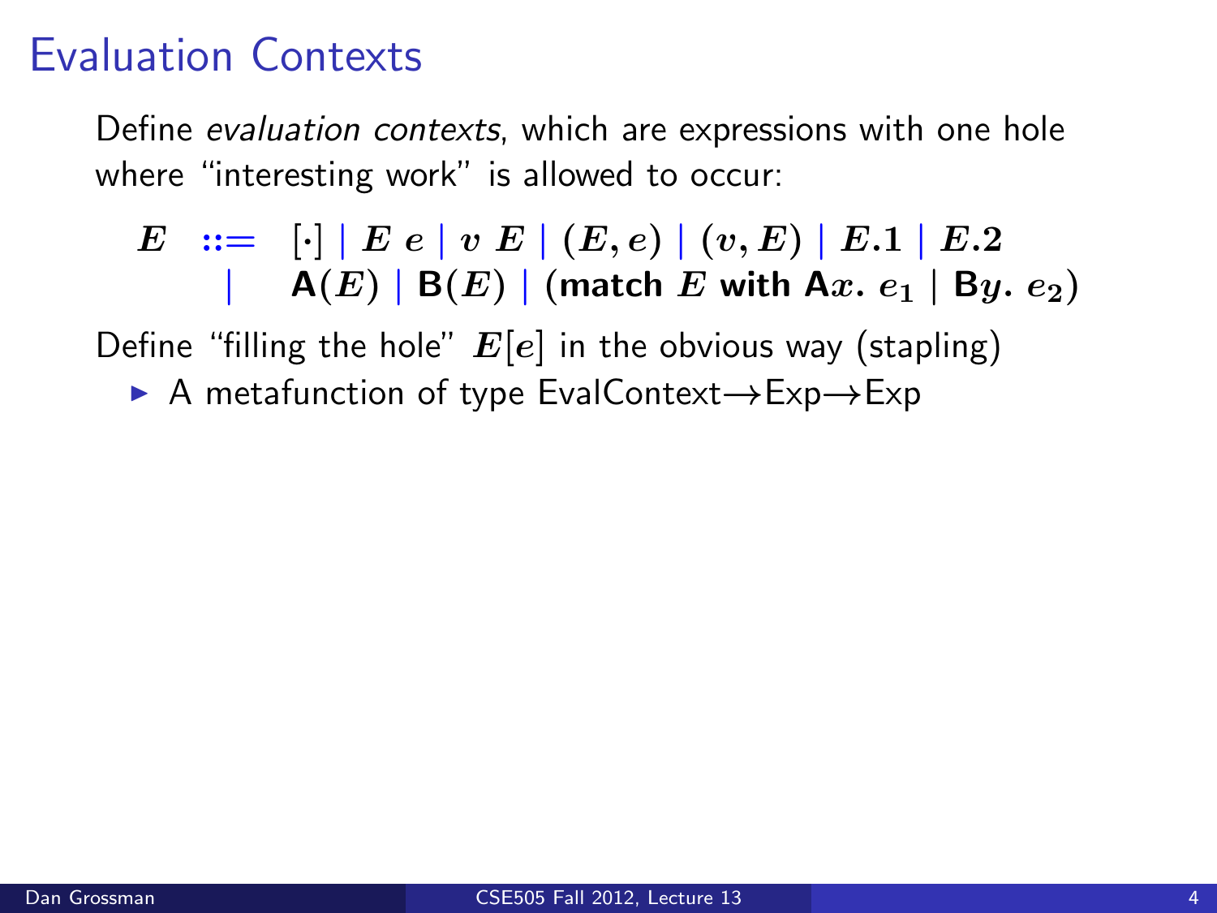# Evaluation Contexts

Define *evaluation contexts*, which are expressions with one hole where "interesting work" is allowed to occur:

$$
\begin{array}{rcl}
E & ::= & [\cdot] \mid E\ e \mid v\ E \mid (E, e) \mid (v, E) \mid E.1 \mid E.2 \\
 & \mid & \mathsf{A}(E) \mid \mathsf{B}(E) \mid (\textbf{match}\ E\ \textbf{with}\ \mathsf{A}x.\ e_1 \mid \mathsf{B}y.\ e_2)
\end{array}
$$

Define "filling the hole" $E[e]$ in the obvious way (stapling)

- A metafunction of type EvalContext→Exp→Exp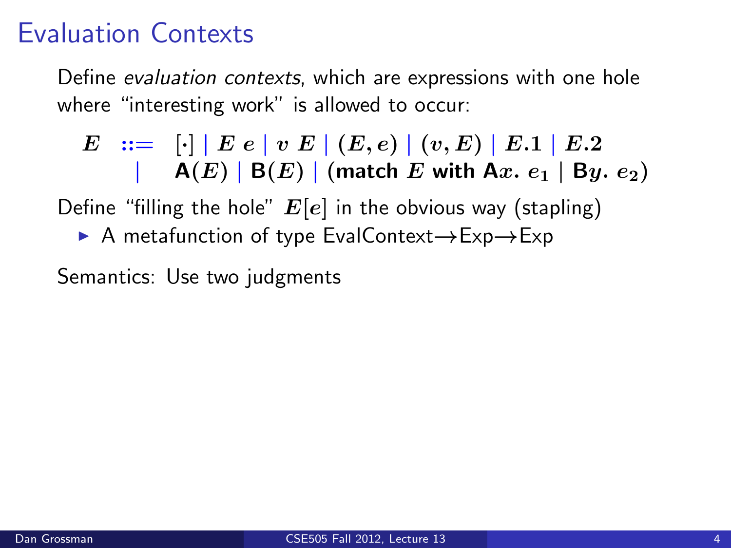# Evaluation Contexts

Define *evaluation contexts*, which are expressions with one hole where "interesting work" is allowed to occur:

$$
\begin{array}{rcl}
E & ::= & [\cdot] \mid E\ e \mid v\ E \mid (E, e) \mid (v, E) \mid E.1 \mid E.2 \\
  & \mid & \mathsf{A}(E) \mid \mathsf{B}(E) \mid (\textbf{match } E \textbf{ with } \mathsf{A}x.\ e_1 \mid \mathsf{B}y.\ e_2)
\end{array}
$$

Define "filling the hole" $E[e]$ in the obvious way (stapling)

- A metafunction of type EvalContext→Exp→Exp

Semantics: Use two judgments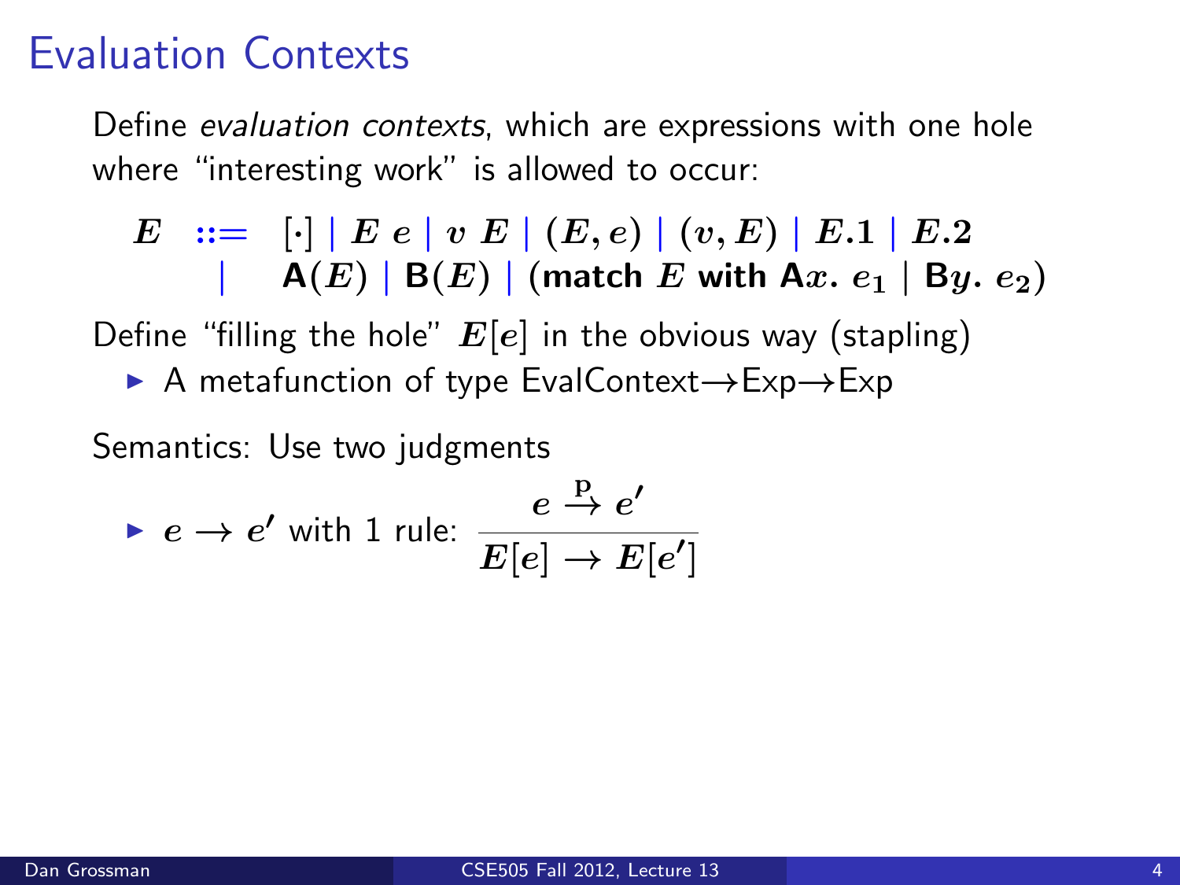# Evaluation Contexts

Define *evaluation contexts*, which are expressions with one hole where "interesting work" is allowed to occur:

$$
\begin{array}{rcl}
E & ::= & [\cdot] \mid E\ e \mid v\ E \mid (E, e) \mid (v, E) \mid E.1 \mid E.2 \\
& \mid & \mathsf{A}(E) \mid \mathsf{B}(E) \mid (\textbf{match}\ E\ \textbf{with}\ \mathsf{A}x.\ e_1 \mid \mathsf{B}y.\ e_2)
\end{array}
$$

Define "filling the hole" $E[e]$ in the obvious way (stapling)

- A metafunction of type EvalContext→Exp→Exp

Semantics: Use two judgments

- $e \to e'$ with 1 rule: $\dfrac{e \stackrel{\text{p}}{\to} e'}{E[e] \to E[e']}$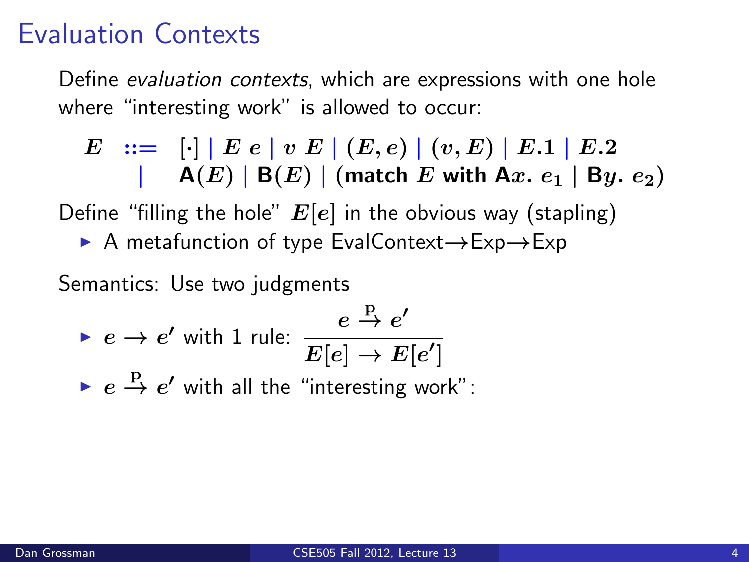# Evaluation Contexts

Define *evaluation contexts*, which are expressions with one hole where "interesting work" is allowed to occur:

$$
\begin{array}{rcl}
E & ::= & [\cdot] \mid E\ e \mid v\ E \mid (E, e) \mid (v, E) \mid E.1 \mid E.2 \\
  & \mid & \mathsf{A}(E) \mid \mathsf{B}(E) \mid (\textbf{match}\ E\ \textbf{with}\ \mathsf{A}x.\ e_1 \mid \mathsf{B}y.\ e_2)
\end{array}
$$

Define "filling the hole" $E[e]$ in the obvious way (stapling)

- A metafunction of type EvalContext$\rightarrow$Exp$\rightarrow$Exp

Semantics: Use two judgments

- $e \rightarrow e'$ with 1 rule: $\dfrac{e \xrightarrow{\text{p}} e'}{E[e] \rightarrow E[e']}$
- $e \xrightarrow{\text{p}} e'$ with all the "interesting work":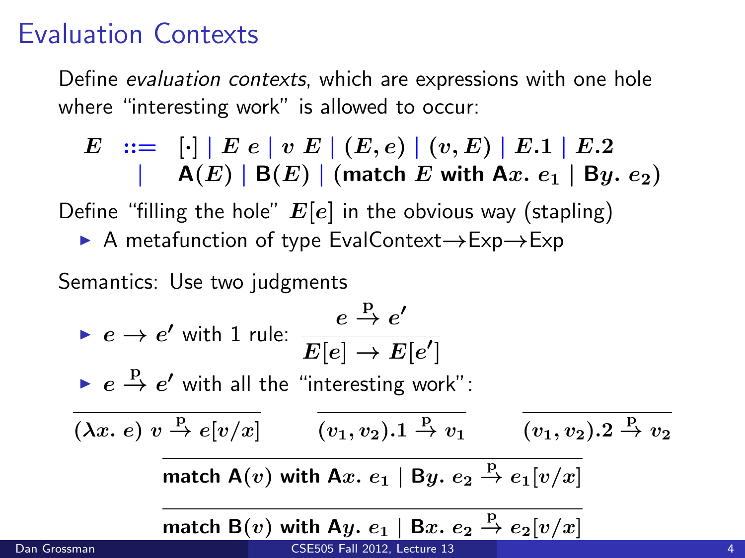# Evaluation Contexts

Define *evaluation contexts*, which are expressions with one hole where "interesting work" is allowed to occur:

$$\begin{array}{lcl} E & ::= & [\cdot] \mid E\ e \mid v\ E \mid (E, e) \mid (v, E) \mid E.1 \mid E.2 \\ & \mid & \mathsf{A}(E) \mid \mathsf{B}(E) \mid (\textbf{match}\ E\ \textbf{with}\ \mathsf{A}x.\ e_1 \mid \mathsf{B}y.\ e_2) \end{array}$$

Define "filling the hole" $E[e]$ in the obvious way (stapling)

- A metafunction of type EvalContext→Exp→Exp

Semantics: Use two judgments

- $e \rightarrow e'$ with 1 rule: $\dfrac{e \overset{\mathrm{p}}{\rightarrow} e'}{E[e] \rightarrow E[e']}$
- $e \overset{\mathrm{p}}{\rightarrow} e'$ with all the "interesting work":

$$\frac{}{(\lambda x.\ e)\ v \overset{\mathrm{p}}{\rightarrow} e[v/x]} \qquad \frac{}{(v_1, v_2).1 \overset{\mathrm{p}}{\rightarrow} v_1} \qquad \frac{}{(v_1, v_2).2 \overset{\mathrm{p}}{\rightarrow} v_2}$$

$$\frac{}{\textbf{match}\ \mathsf{A}(v)\ \textbf{with}\ \mathsf{A}x.\ e_1 \mid \mathsf{B}y.\ e_2 \overset{\mathrm{p}}{\rightarrow} e_1[v/x]}$$

$$\frac{}{\textbf{match}\ \mathsf{B}(v)\ \textbf{with}\ \mathsf{A}y.\ e_1 \mid \mathsf{B}x.\ e_2 \overset{\mathrm{p}}{\rightarrow} e_2[v/x]}$$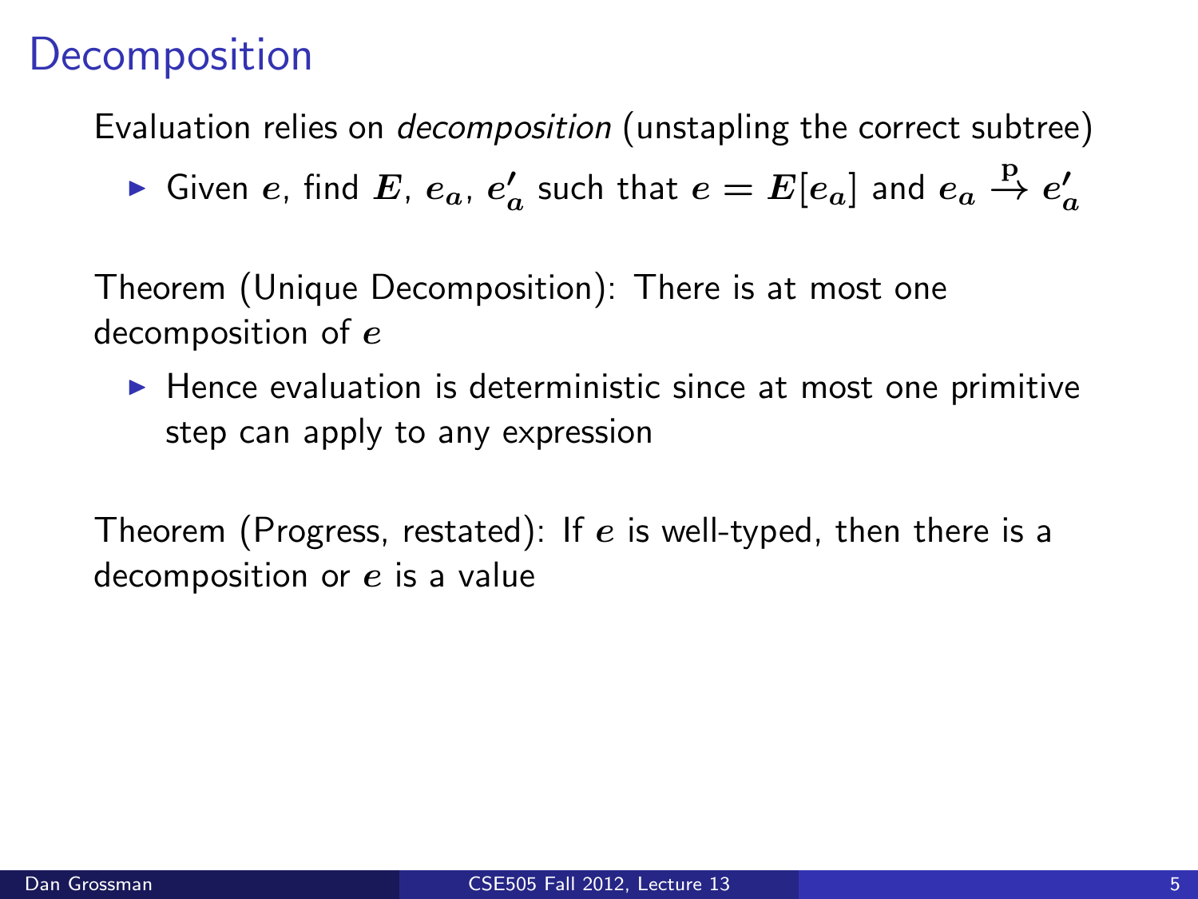# Decomposition

Evaluation relies on *decomposition* (unstapling the correct subtree)

- Given $e$, find $E$, $e_a$, $e'_a$ such that $e = E[e_a]$ and $e_a \stackrel{p}{\to} e'_a$

Theorem (Unique Decomposition): There is at most one decomposition of $e$

- Hence evaluation is deterministic since at most one primitive step can apply to any expression

Theorem (Progress, restated): If $e$ is well-typed, then there is a decomposition or $e$ is a value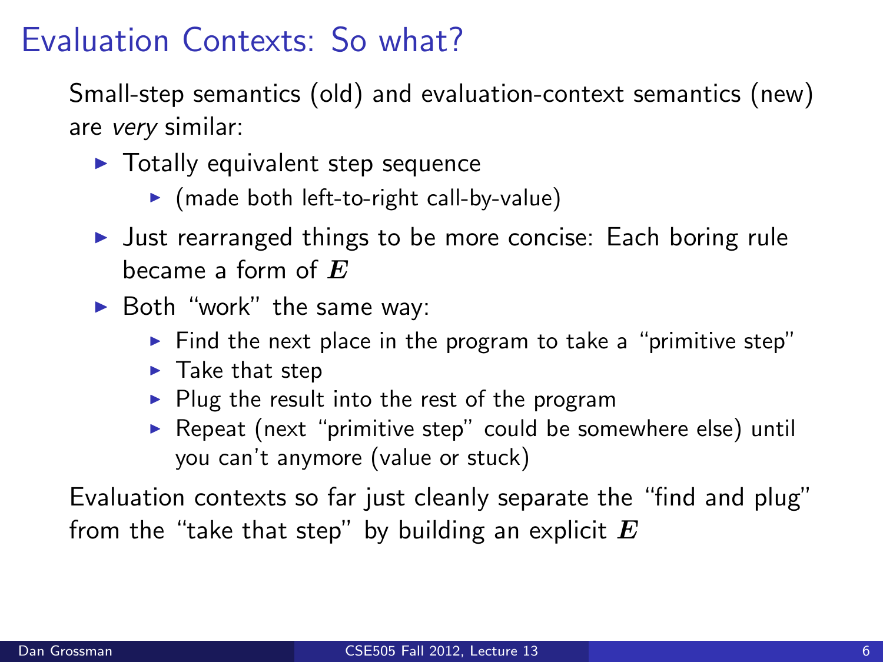# Evaluation Contexts: So what?

Small-step semantics (old) and evaluation-context semantics (new) are *very* similar:

- Totally equivalent step sequence
  - (made both left-to-right call-by-value)
- Just rearranged things to be more concise: Each boring rule became a form of $E$
- Both "work" the same way:
  - Find the next place in the program to take a "primitive step"
  - Take that step
  - Plug the result into the rest of the program
  - Repeat (next "primitive step" could be somewhere else) until you can't anymore (value or stuck)

Evaluation contexts so far just cleanly separate the "find and plug" from the "take that step" by building an explicit $E$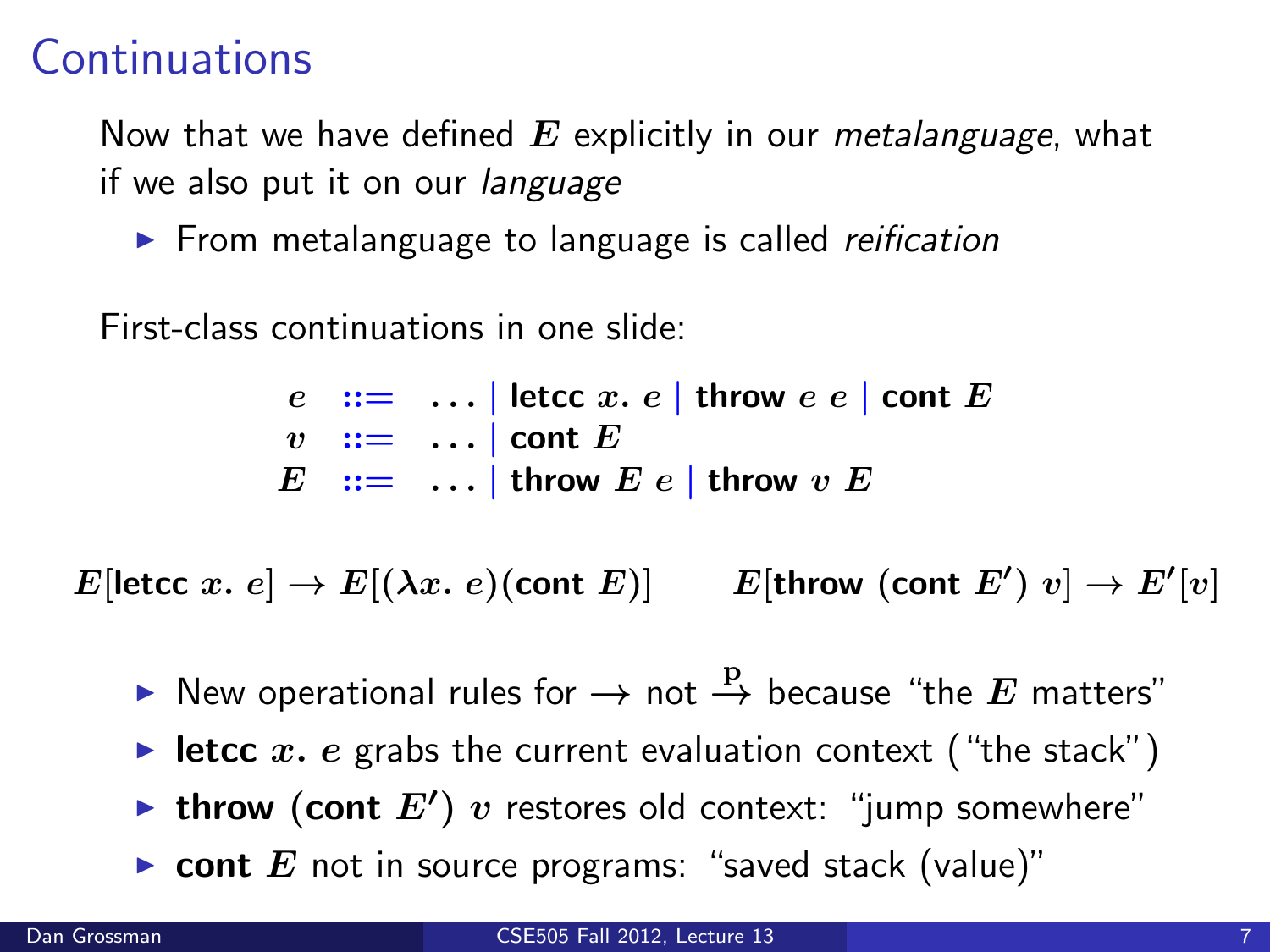# Continuations

Now that we have defined $E$ explicitly in our *metalanguage*, what if we also put it on our *language*

- From metalanguage to language is called *reification*

First-class continuations in one slide:

$$
\begin{array}{rcl}
e & ::= & \ldots \mid \textbf{letcc } x.\ e \mid \textbf{throw } e\ e \mid \textbf{cont } E \\
v & ::= & \ldots \mid \textbf{cont } E \\
E & ::= & \ldots \mid \textbf{throw } E\ e \mid \textbf{throw } v\ E
\end{array}
$$

$$
\frac{}{E[\textbf{letcc } x.\ e] \rightarrow E[(\lambda x.\ e)(\textbf{cont } E)]}
\qquad
\frac{}{E[\textbf{throw } (\textbf{cont } E')\ v] \rightarrow E'[v]}
$$

- New operational rules for $\rightarrow$ not $\xrightarrow{\text{p}}$ because "the $E$ matters"
- **letcc** $x.\ e$ grabs the current evaluation context ("the stack")
- **throw** (**cont** $E'$) $v$ restores old context: "jump somewhere"
- **cont** $E$ not in source programs: "saved stack (value)"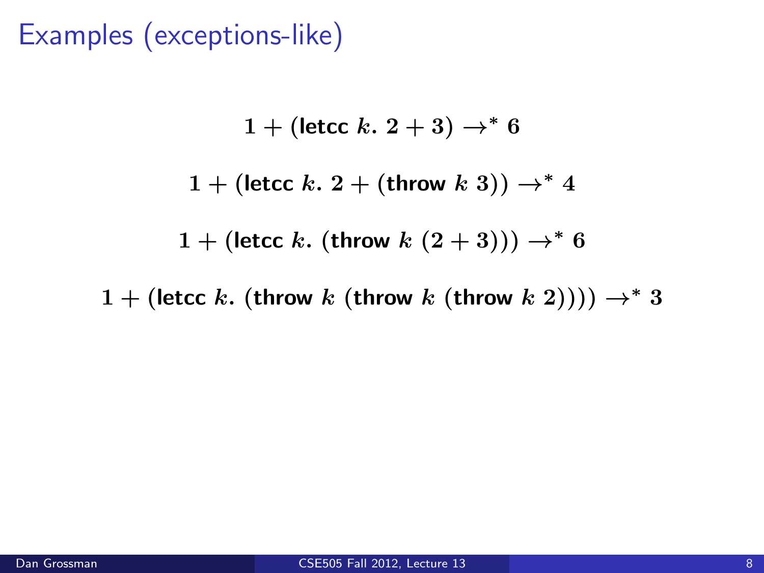# Examples (exceptions-like)

$$1 + (\textsf{letcc}\ k.\ 2 + 3) \to^* 6$$

$$1 + (\textsf{letcc}\ k.\ 2 + (\textsf{throw}\ k\ 3)) \to^* 4$$

$$1 + (\textsf{letcc}\ k.\ (\textsf{throw}\ k\ (2 + 3))) \to^* 6$$

$$1 + (\textsf{letcc}\ k.\ (\textsf{throw}\ k\ (\textsf{throw}\ k\ (\textsf{throw}\ k\ 2)))) \to^* 3$$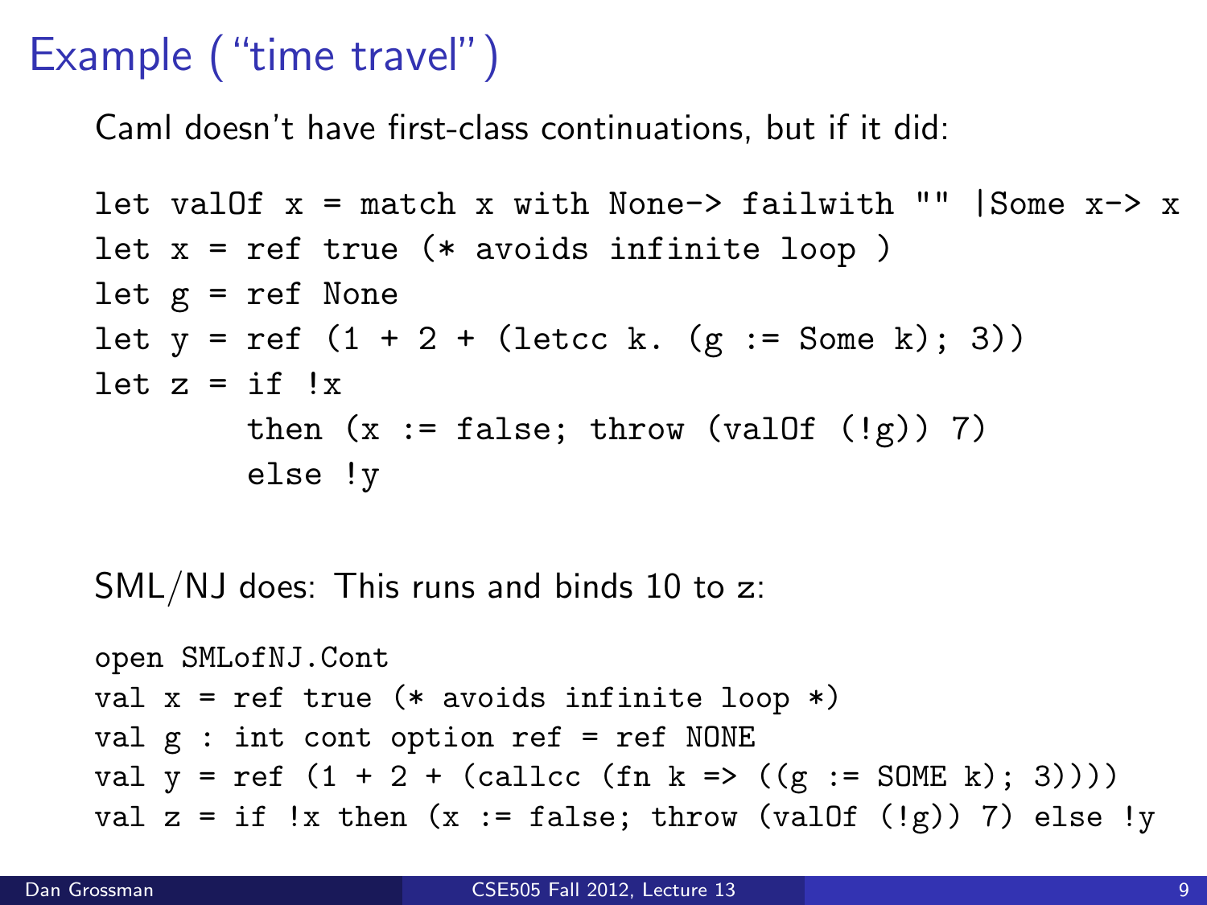# Example ("time travel")

Caml doesn't have first-class continuations, but if it did:

```
let valOf x = match x with None-> failwith "" |Some x-> x
let x = ref true (* avoids infinite loop )
let g = ref None
let y = ref (1 + 2 + (letcc k. (g := Some k); 3))
let z = if !x
        then (x := false; throw (valOf (!g)) 7)
        else !y
```

SML/NJ does: This runs and binds 10 to z:

```
open SMLofNJ.Cont
val x = ref true (* avoids infinite loop *)
val g : int cont option ref = ref NONE
val y = ref (1 + 2 + (callcc (fn k => ((g := SOME k); 3))))
val z = if !x then (x := false; throw (valOf (!g)) 7) else !y
```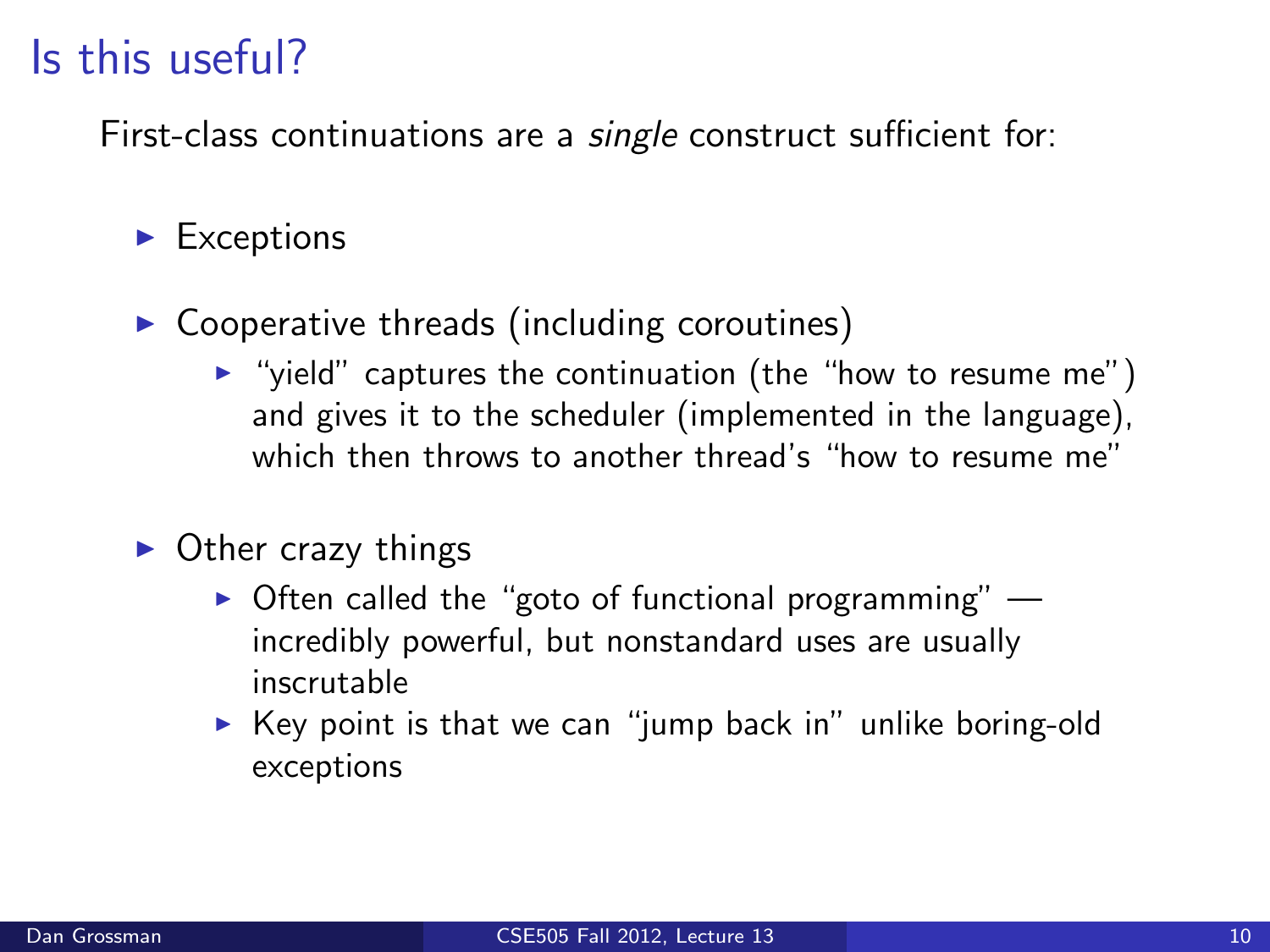# Is this useful?

First-class continuations are a *single* construct sufficient for:

- Exceptions
- Cooperative threads (including coroutines)
  - "yield" captures the continuation (the "how to resume me") and gives it to the scheduler (implemented in the language), which then throws to another thread's "how to resume me"
- Other crazy things
  - Often called the "goto of functional programming" — incredibly powerful, but nonstandard uses are usually inscrutable
  - Key point is that we can "jump back in" unlike boring-old exceptions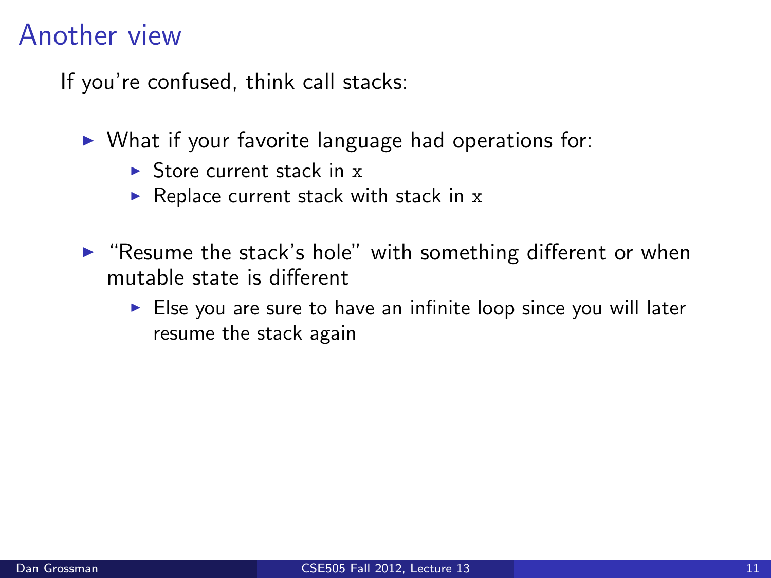# Another view

If you're confused, think call stacks:

- What if your favorite language had operations for:
  - Store current stack in `x`
  - Replace current stack with stack in `x`
- "Resume the stack's hole" with something different or when mutable state is different
  - Else you are sure to have an infinite loop since you will later resume the stack again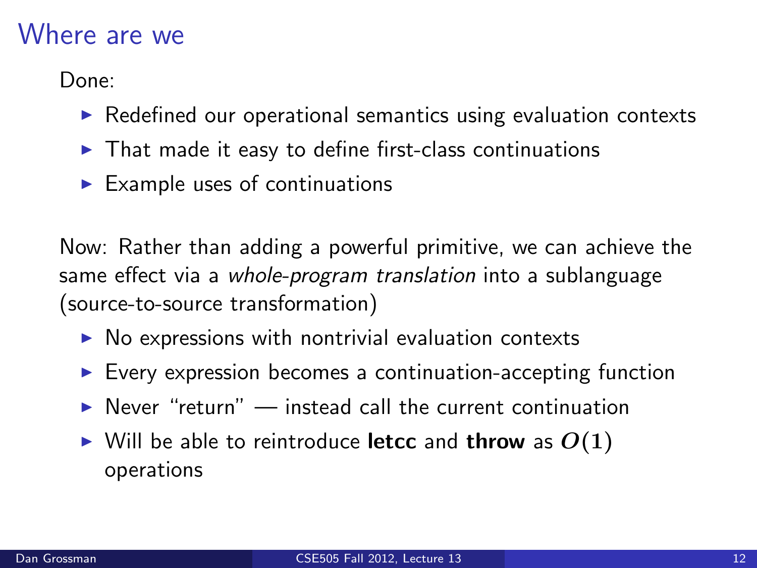# Where are we

Done:

- Redefined our operational semantics using evaluation contexts
- That made it easy to define first-class continuations
- Example uses of continuations

Now: Rather than adding a powerful primitive, we can achieve the same effect via a *whole-program translation* into a sublanguage (source-to-source transformation)

- No expressions with nontrivial evaluation contexts
- Every expression becomes a continuation-accepting function
- Never "return" — instead call the current continuation
- Will be able to reintroduce **letcc** and **throw** as $O(1)$ operations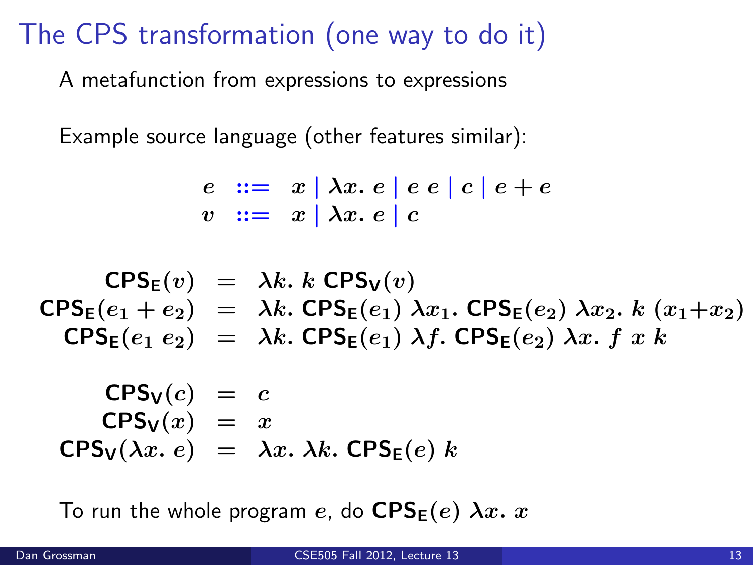# The CPS transformation (one way to do it)

A metafunction from expressions to expressions

Example source language (other features similar):

$$
\begin{aligned}
e &::= x \mid \lambda x.\, e \mid e\ e \mid c \mid e + e \\
v &::= x \mid \lambda x.\, e \mid c
\end{aligned}
$$

$$
\begin{aligned}
\mathsf{CPS_E}(v) &= \lambda k.\ k\ \mathsf{CPS_V}(v) \\
\mathsf{CPS_E}(e_1 + e_2) &= \lambda k.\ \mathsf{CPS_E}(e_1)\ \lambda x_1.\ \mathsf{CPS_E}(e_2)\ \lambda x_2.\ k\ (x_1 + x_2) \\
\mathsf{CPS_E}(e_1\ e_2) &= \lambda k.\ \mathsf{CPS_E}(e_1)\ \lambda f.\ \mathsf{CPS_E}(e_2)\ \lambda x.\ f\ x\ k
\end{aligned}
$$

$$
\begin{aligned}
\mathsf{CPS_V}(c) &= c \\
\mathsf{CPS_V}(x) &= x \\
\mathsf{CPS_V}(\lambda x.\ e) &= \lambda x.\ \lambda k.\ \mathsf{CPS_E}(e)\ k
\end{aligned}
$$

To run the whole program $e$, do $\mathsf{CPS_E}(e)\ \lambda x.\ x$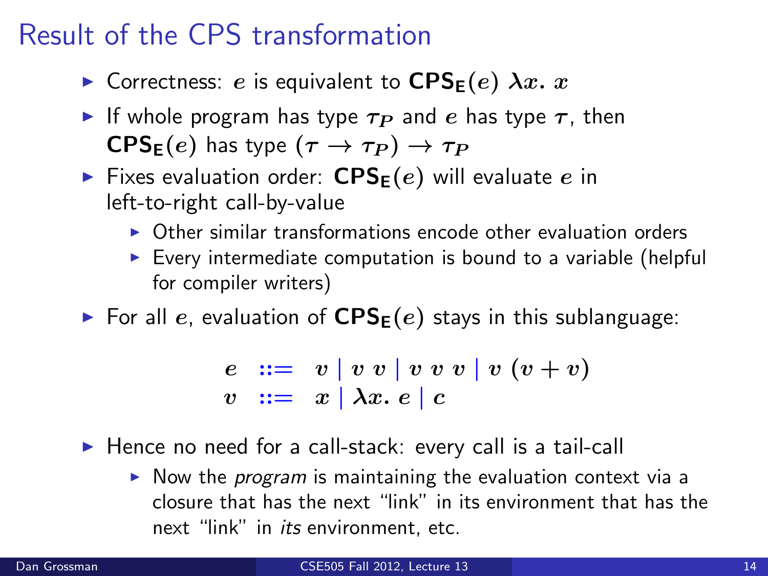# Result of the CPS transformation

- Correctness: $e$ is equivalent to $\mathbf{CPS_E}(e)\ \lambda x.\ x$
- If whole program has type $\tau_P$ and $e$ has type $\tau$, then $\mathbf{CPS_E}(e)$ has type $(\tau \to \tau_P) \to \tau_P$
- Fixes evaluation order: $\mathbf{CPS_E}(e)$ will evaluate $e$ in left-to-right call-by-value
  - Other similar transformations encode other evaluation orders
  - Every intermediate computation is bound to a variable (helpful for compiler writers)
- For all $e$, evaluation of $\mathbf{CPS_E}(e)$ stays in this sublanguage:

$$
\begin{array}{rcl}
e & ::= & v \mid v\ v \mid v\ v\ v \mid v\ (v + v) \\
v & ::= & x \mid \lambda x.\ e \mid c
\end{array}
$$

- Hence no need for a call-stack: every call is a tail-call
  - Now the *program* is maintaining the evaluation context via a closure that has the next "link" in its environment that has the next "link" in *its* environment, etc.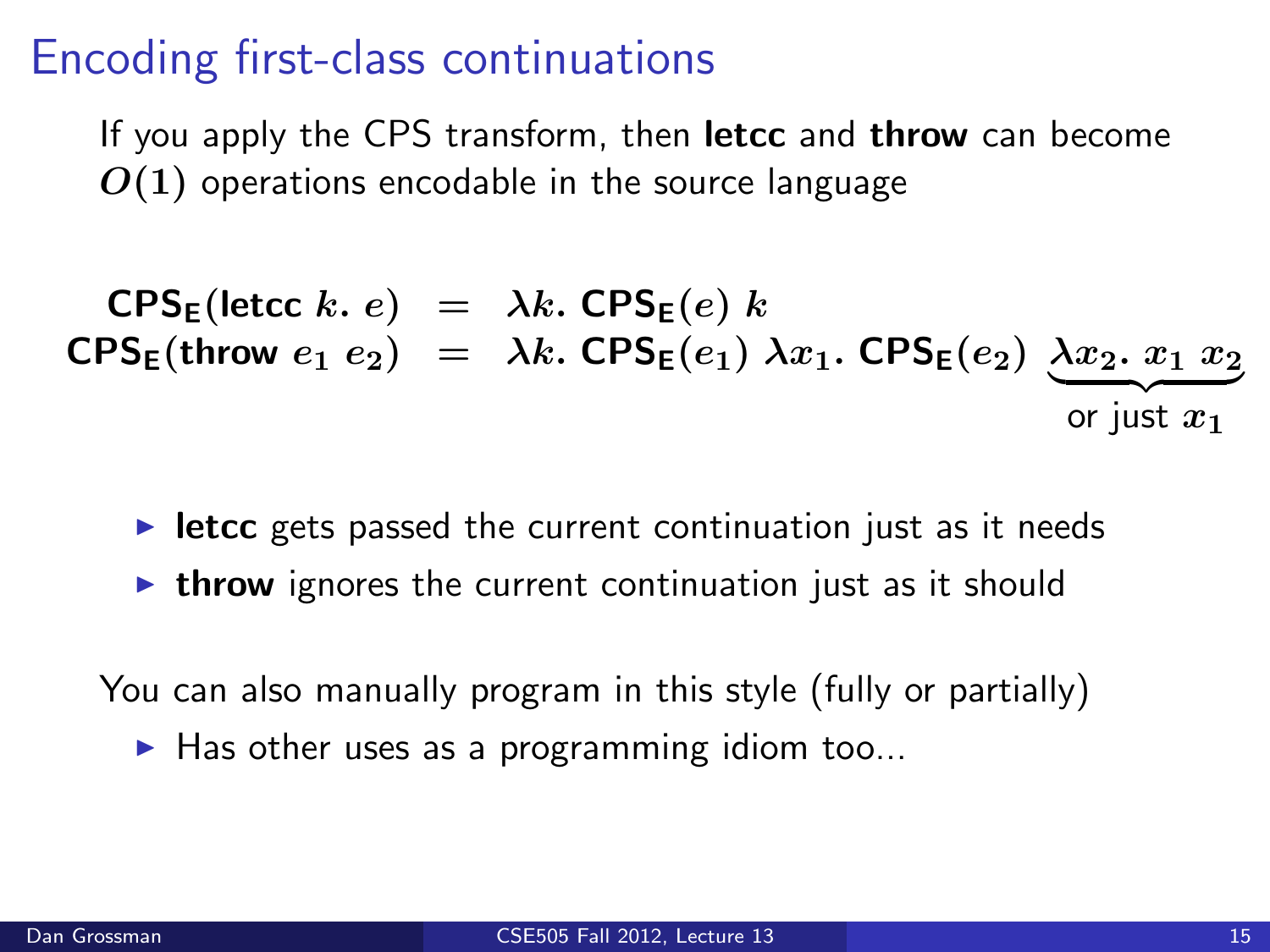# Encoding first-class continuations

If you apply the CPS transform, then **letcc** and **throw** can become $O(1)$ operations encodable in the source language

$$
\begin{aligned}
\mathbf{CPS_E}(\textbf{letcc}\ k.\ e) &= \lambda k.\ \mathbf{CPS_E}(e)\ k \\
\mathbf{CPS_E}(\textbf{throw}\ e_1\ e_2) &= \lambda k.\ \mathbf{CPS_E}(e_1)\ \lambda x_1.\ \mathbf{CPS_E}(e_2)\ \underbrace{\lambda x_2.\ x_1\ x_2}_{\text{or just } x_1}
\end{aligned}
$$

- **letcc** gets passed the current continuation just as it needs
- **throw** ignores the current continuation just as it should

You can also manually program in this style (fully or partially)

- Has other uses as a programming idiom too...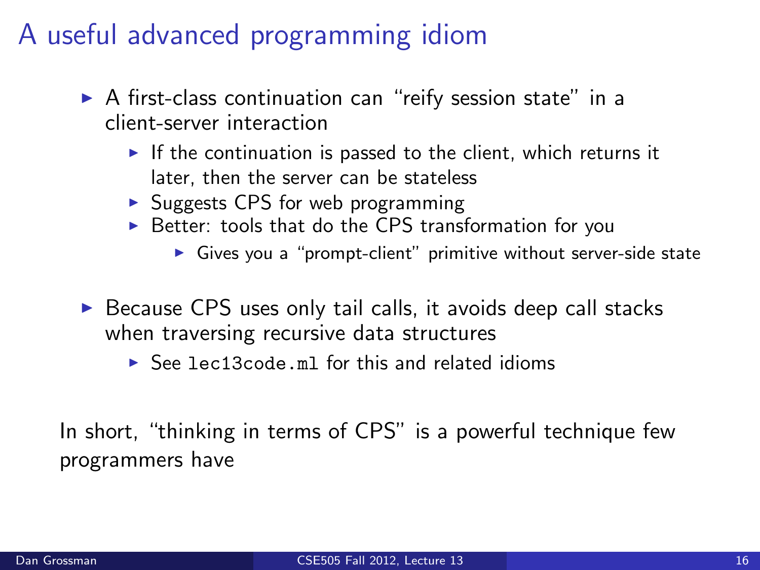# A useful advanced programming idiom

- A first-class continuation can "reify session state" in a client-server interaction
  - If the continuation is passed to the client, which returns it later, then the server can be stateless
  - Suggests CPS for web programming
  - Better: tools that do the CPS transformation for you
    - Gives you a "prompt-client" primitive without server-side state
- Because CPS uses only tail calls, it avoids deep call stacks when traversing recursive data structures
  - See `lec13code.ml` for this and related idioms

In short, "thinking in terms of CPS" is a powerful technique few programmers have